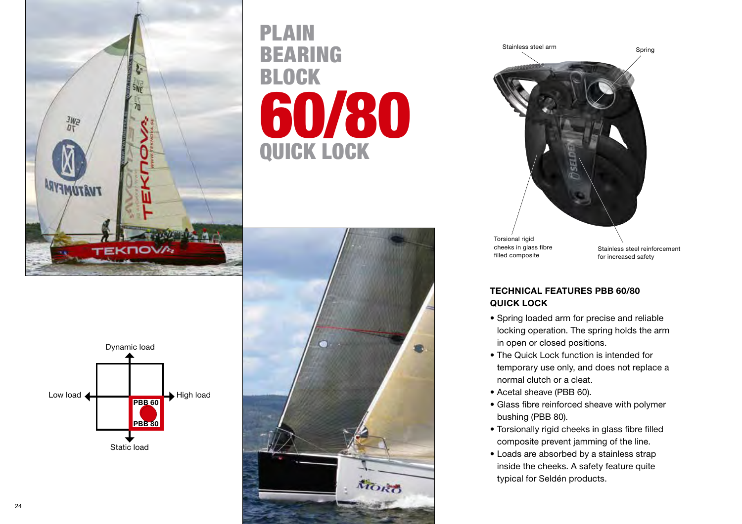# PLAIN BEARING BLOCK 60/80 QUICK LOCK

Dynamic load

Low load

High load

PBB 60

PBB 80

Static load

Stainless steel arm

Spring

Torsional rigid cheeks in glass fibre filled composite

Stainless steel reinforcement for increased safety

**TECHNICAL FEATURES PBB 60/80 QUICK LOCK**

- Spring loaded arm for precise and reliable locking operation. The spring holds the arm in open or closed positions.
- The Quick Lock function is intended for temporary use only, and does not replace a normal clutch or a cleat.
- Acetal sheave (PBB 60).
- Glass fibre reinforced sheave with polymer bushing (PBB 80).
- Torsionally rigid cheeks in glass fibre filled composite prevent jamming of the line.
- Loads are absorbed by a stainless strap inside the cheeks. A safety feature quite typical for Seldén products.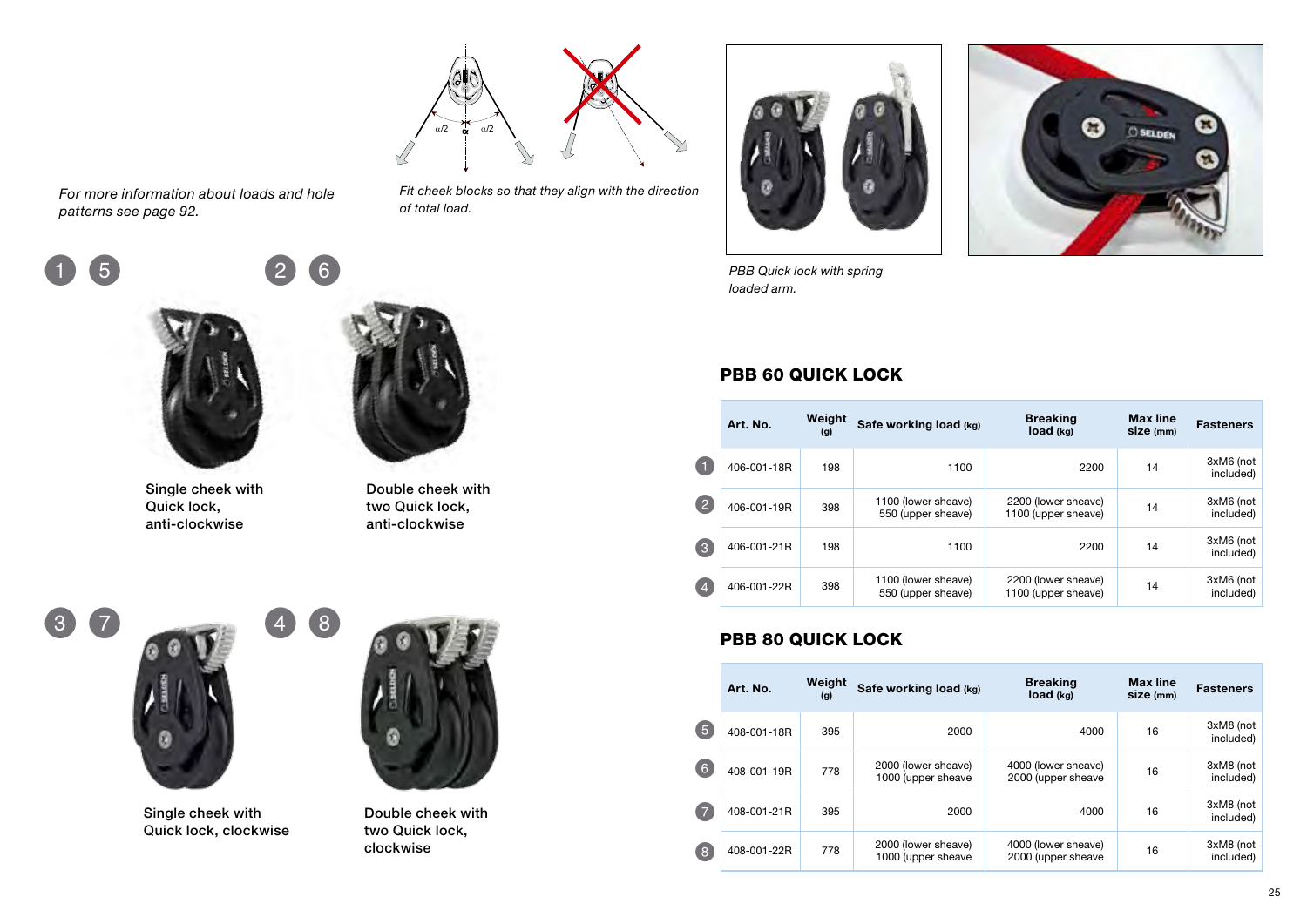*For more information about loads and hole patterns see page 92.*

*Fit cheek blocks so that they align with the direction of total load.*

*PBB Quick lock with spring loaded arm.*

1 5

Single cheek with Quick lock, anti-clockwise

2 6

Double cheek with two Quick lock, anti-clockwise

3 7

Single cheek with Quick lock, clockwise

4 8

Double cheek with two Quick lock, clockwise

## PBB 60 QUICK LOCK

| | Art. No. | Weight (g) | Safe working load (kg) | Breaking load (kg) | Max line size (mm) | Fasteners |
|---|---|---|---|---|---|---|
| 1 | 406-001-18R | 198 | 1100 | 2200 | 14 | 3xM6 (not included) |
| 2 | 406-001-19R | 398 | 1100 (lower sheave) 550 (upper sheave) | 2200 (lower sheave) 1100 (upper sheave) | 14 | 3xM6 (not included) |
| 3 | 406-001-21R | 198 | 1100 | 2200 | 14 | 3xM6 (not included) |
| 4 | 406-001-22R | 398 | 1100 (lower sheave) 550 (upper sheave) | 2200 (lower sheave) 1100 (upper sheave) | 14 | 3xM6 (not included) |

## PBB 80 QUICK LOCK

| | Art. No. | Weight (g) | Safe working load (kg) | Breaking load (kg) | Max line size (mm) | Fasteners |
|---|---|---|---|---|---|---|
| 5 | 408-001-18R | 395 | 2000 | 4000 | 16 | 3xM8 (not included) |
| 6 | 408-001-19R | 778 | 2000 (lower sheave) 1000 (upper sheave | 4000 (lower sheave) 2000 (upper sheave | 16 | 3xM8 (not included) |
| 7 | 408-001-21R | 395 | 2000 | 4000 | 16 | 3xM8 (not included) |
| 8 | 408-001-22R | 778 | 2000 (lower sheave) 1000 (upper sheave | 4000 (lower sheave) 2000 (upper sheave | 16 | 3xM8 (not included) |